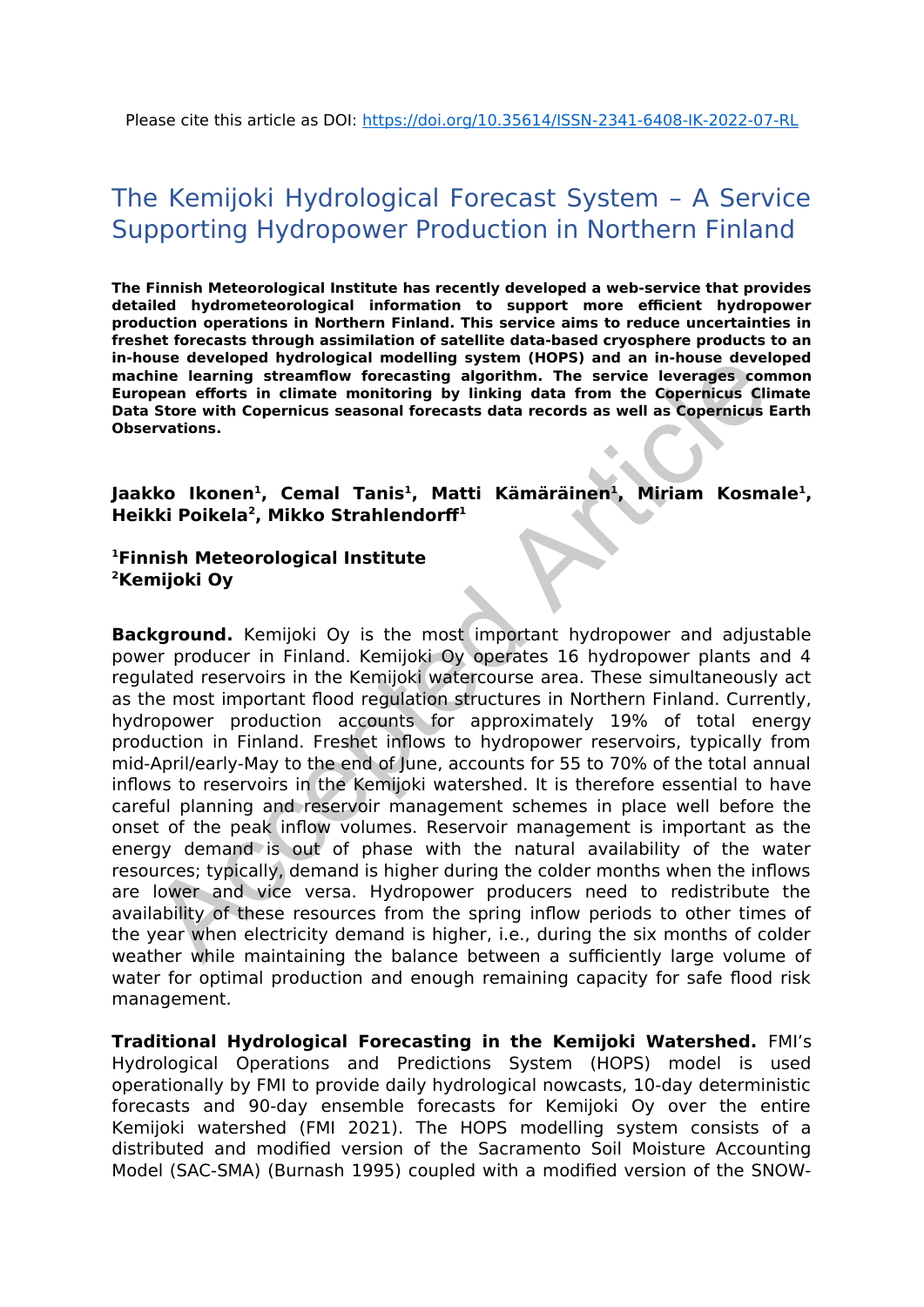Please cite this article as DOI: https://doi.org/10.35614/ISSN-2341-6408-IK-2022-07-RL

# The Kemijoki Hydrological Forecast System – A Service Supporting Hydropower Production in Northern Finland

**The Finnish Meteorological Institute has recently developed a web-service that provides detailed hydrometeorological information to support more efficient hydropower production operations in Northern Finland. This service aims to reduce uncertainties in freshet forecasts through assimilation of satellite data-based cryosphere products to an in-house developed hydrological modelling system (HOPS) and an in-house developed machine learning streamflow forecasting algorithm. The service leverages common European efforts in climate monitoring by linking data from the Copernicus Climate Data Store with Copernicus seasonal forecasts data records as well as Copernicus Earth Observations.**

**Jaakko Ikonen[1], Cemal Tanis[1], Matti Kämäräinen[1], Miriam Kosmale[1], Heikki Poikela[2], Mikko Strahlendorff[1]**

**[1]Finnish Meteorological Institute**
**[2]Kemijoki Oy**

**Background.** Kemijoki Oy is the most important hydropower and adjustable power producer in Finland. Kemijoki Oy operates 16 hydropower plants and 4 regulated reservoirs in the Kemijoki watercourse area. These simultaneously act as the most important flood regulation structures in Northern Finland. Currently, hydropower production accounts for approximately 19% of total energy production in Finland. Freshet inflows to hydropower reservoirs, typically from mid-April/early-May to the end of June, accounts for 55 to 70% of the total annual inflows to reservoirs in the Kemijoki watershed. It is therefore essential to have careful planning and reservoir management schemes in place well before the onset of the peak inflow volumes. Reservoir management is important as the energy demand is out of phase with the natural availability of the water resources; typically, demand is higher during the colder months when the inflows are lower and vice versa. Hydropower producers need to redistribute the availability of these resources from the spring inflow periods to other times of the year when electricity demand is higher, i.e., during the six months of colder weather while maintaining the balance between a sufficiently large volume of water for optimal production and enough remaining capacity for safe flood risk management.

**Traditional Hydrological Forecasting in the Kemijoki Watershed.** FMI's Hydrological Operations and Predictions System (HOPS) model is used operationally by FMI to provide daily hydrological nowcasts, 10-day deterministic forecasts and 90-day ensemble forecasts for Kemijoki Oy over the entire Kemijoki watershed (FMI 2021). The HOPS modelling system consists of a distributed and modified version of the Sacramento Soil Moisture Accounting Model (SAC-SMA) (Burnash 1995) coupled with a modified version of the SNOW-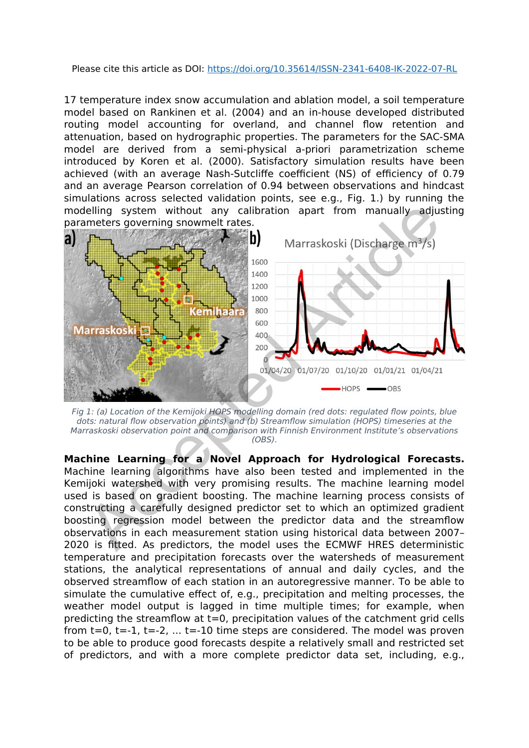17 temperature index snow accumulation and ablation model, a soil temperature model based on Rankinen et al. (2004) and an in-house developed distributed routing model accounting for overland, and channel flow retention and attenuation, based on hydrographic properties. The parameters for the SAC-SMA model are derived from a semi-physical a-priori parametrization scheme introduced by Koren et al. (2000). Satisfactory simulation results have been achieved (with an average Nash-Sutcliffe coefficient (NS) of efficiency of 0.79 and an average Pearson correlation of 0.94 between observations and hindcast simulations across selected validation points, see e.g., Fig. 1.) by running the modelling system without any calibration apart from manually adjusting parameters governing snowmelt rates.

*Fig 1: (a) Location of the Kemijoki HOPS modelling domain (red dots: regulated flow points, blue dots: natural flow observation points) and (b) Streamflow simulation (HOPS) timeseries at the Marraskoski observation point and comparison with Finnish Environment Institute's observations (OBS).*

**Machine Learning for a Novel Approach for Hydrological Forecasts.** Machine learning algorithms have also been tested and implemented in the Kemijoki watershed with very promising results. The machine learning model used is based on gradient boosting. The machine learning process consists of constructing a carefully designed predictor set to which an optimized gradient boosting regression model between the predictor data and the streamflow observations in each measurement station using historical data between 2007–2020 is fitted. As predictors, the model uses the ECMWF HRES deterministic temperature and precipitation forecasts over the watersheds of measurement stations, the analytical representations of annual and daily cycles, and the observed streamflow of each station in an autoregressive manner. To be able to simulate the cumulative effect of, e.g., precipitation and melting processes, the weather model output is lagged in time multiple times; for example, when predicting the streamflow at $t=0$, precipitation values of the catchment grid cells from $t=0$, $t=-1$, $t=-2$, ... $t=-10$ time steps are considered. The model was proven to be able to produce good forecasts despite a relatively small and restricted set of predictors, and with a more complete predictor data set, including, e.g.,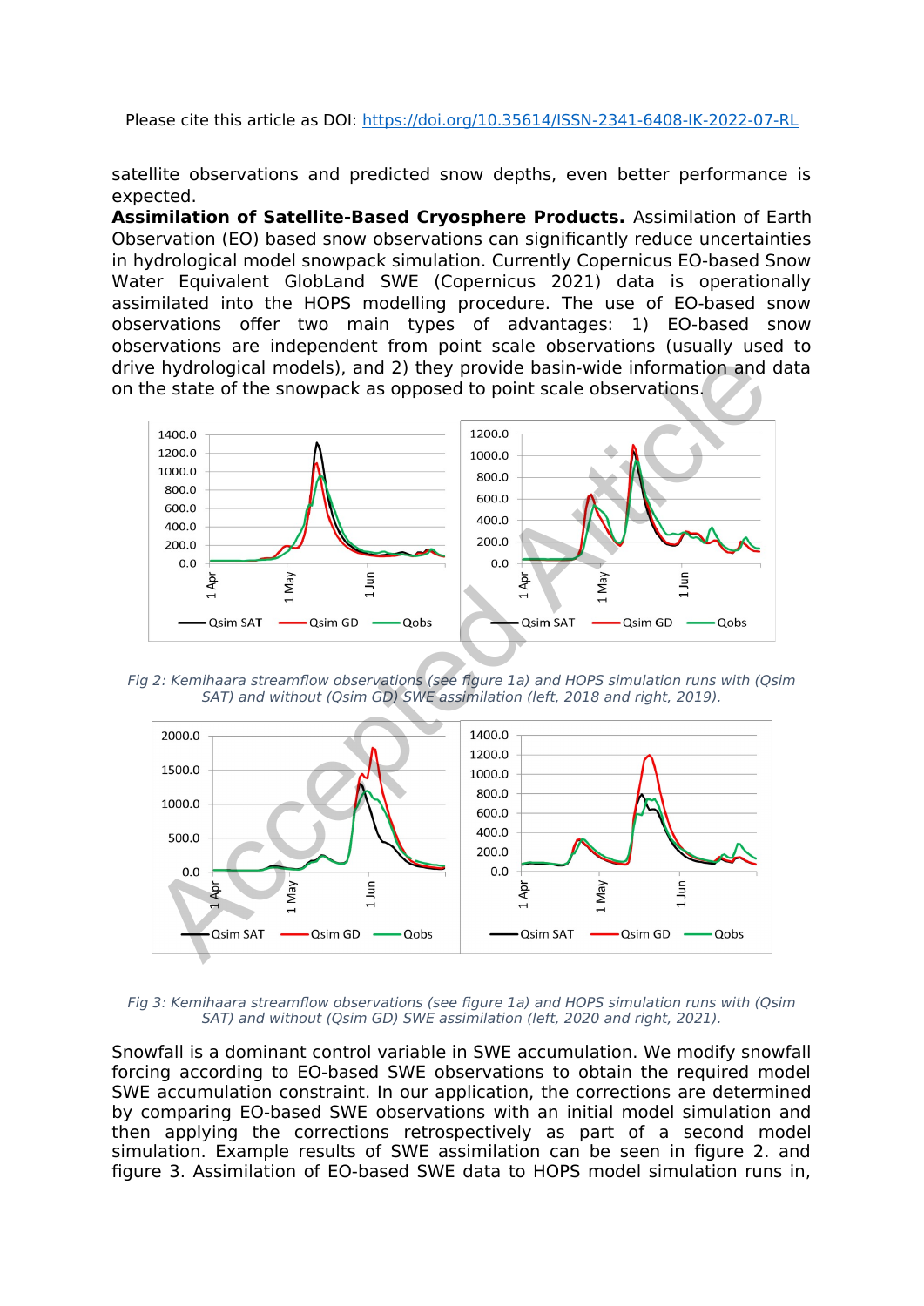satellite observations and predicted snow depths, even better performance is expected.

**Assimilation of Satellite-Based Cryosphere Products.** Assimilation of Earth Observation (EO) based snow observations can significantly reduce uncertainties in hydrological model snowpack simulation. Currently Copernicus EO-based Snow Water Equivalent GlobLand SWE (Copernicus 2021) data is operationally assimilated into the HOPS modelling procedure. The use of EO-based snow observations offer two main types of advantages: 1) EO-based snow observations are independent from point scale observations (usually used to drive hydrological models), and 2) they provide basin-wide information and data on the state of the snowpack as opposed to point scale observations.

*Fig 2: Kemihaara streamflow observations (see figure 1a) and HOPS simulation runs with (Qsim SAT) and without (Qsim GD) SWE assimilation (left, 2018 and right, 2019).*

*Fig 3: Kemihaara streamflow observations (see figure 1a) and HOPS simulation runs with (Qsim SAT) and without (Qsim GD) SWE assimilation (left, 2020 and right, 2021).*

Snowfall is a dominant control variable in SWE accumulation. We modify snowfall forcing according to EO-based SWE observations to obtain the required model SWE accumulation constraint. In our application, the corrections are determined by comparing EO-based SWE observations with an initial model simulation and then applying the corrections retrospectively as part of a second model simulation. Example results of SWE assimilation can be seen in figure 2. and figure 3. Assimilation of EO-based SWE data to HOPS model simulation runs in,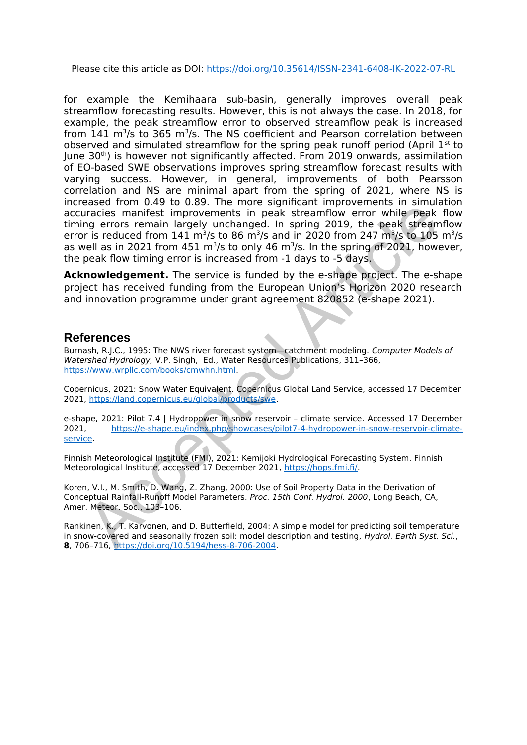for example the Kemihaara sub-basin, generally improves overall peak streamflow forecasting results. However, this is not always the case. In 2018, for example, the peak streamflow error to observed streamflow peak is increased from 141 $m^3/s$ to 365 $m^3/s$. The NS coefficient and Pearson correlation between observed and simulated streamflow for the spring peak runoff period (April 1st to June 30th) is however not significantly affected. From 2019 onwards, assimilation of EO-based SWE observations improves spring streamflow forecast results with varying success. However, in general, improvements of both Pearsson correlation and NS are minimal apart from the spring of 2021, where NS is increased from 0.49 to 0.89. The more significant improvements in simulation accuracies manifest improvements in peak streamflow error while peak flow timing errors remain largely unchanged. In spring 2019, the peak streamflow error is reduced from 141 $m^3/s$ to 86 $m^3/s$ and in 2020 from 247 $m^3/s$ to 105 $m^3/s$ as well as in 2021 from 451 $m^3/s$ to only 46 $m^3/s$. In the spring of 2021, however, the peak flow timing error is increased from -1 days to -5 days.

**Acknowledgement.** The service is funded by the e-shape project. The e-shape project has received funding from the European Union's Horizon 2020 research and innovation programme under grant agreement 820852 (e-shape 2021).

## References

Burnash, R.J.C., 1995: The NWS river forecast system—catchment modeling. *Computer Models of Watershed Hydrology,* V.P. Singh, Ed., Water Resources Publications, 311–366, https://www.wrpllc.com/books/cmwhn.html.

Copernicus, 2021: Snow Water Equivalent. Copernicus Global Land Service, accessed 17 December 2021, https://land.copernicus.eu/global/products/swe.

e-shape, 2021: Pilot 7.4 | Hydropower in snow reservoir – climate service. Accessed 17 December 2021, https://e-shape.eu/index.php/showcases/pilot7-4-hydropower-in-snow-reservoir-climate-service.

Finnish Meteorological Institute (FMI), 2021: Kemijoki Hydrological Forecasting System. Finnish Meteorological Institute, accessed 17 December 2021, https://hops.fmi.fi/.

Koren, V.I., M. Smith, D. Wang, Z. Zhang, 2000: Use of Soil Property Data in the Derivation of Conceptual Rainfall-Runoff Model Parameters. *Proc. 15th Conf. Hydrol. 2000*, Long Beach, CA, Amer. Meteor. Soc., 103–106.

Rankinen, K., T. Karvonen, and D. Butterfield, 2004: A simple model for predicting soil temperature in snow-covered and seasonally frozen soil: model description and testing, *Hydrol. Earth Syst. Sci.*, **8**, 706–716, https://doi.org/10.5194/hess-8-706-2004.